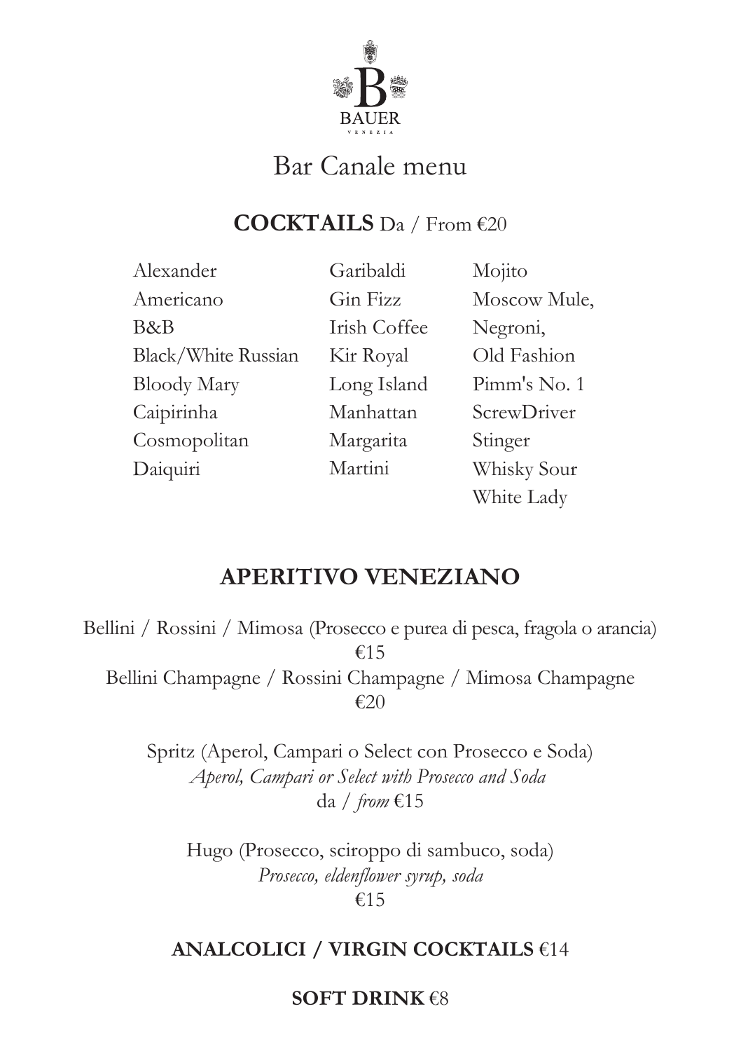BAUER

VENEZIA

# Bar Canale menu

## **COCKTAILS** Da / From €20

- Alexander
- Americano
- B&B
- Black/White Russian
- Bloody Mary
- Caipirinha
- Cosmopolitan
- Daiquiri
- Garibaldi
- Gin Fizz
- Irish Coffee
- Kir Royal
- Long Island
- Manhattan
- Margarita
- Martini
- Mojito
- Moscow Mule,
- Negroni,
- Old Fashion
- Pimm's No. 1
- ScrewDriver
- Stinger
- Whisky Sour
- White Lady

## **APERITIVO VENEZIANO**

Bellini / Rossini / Mimosa (Prosecco e purea di pesca, fragola o arancia)
€15

Bellini Champagne / Rossini Champagne / Mimosa Champagne
€20

Spritz (Aperol, Campari o Select con Prosecco e Soda)
*Aperol, Campari or Select with Prosecco and Soda*
da / *from* €15

Hugo (Prosecco, sciroppo di sambuco, soda)
*Prosecco, eldenflower syrup, soda*
€15

## **ANALCOLICI / VIRGIN COCKTAILS** €14

## **SOFT DRINK** €8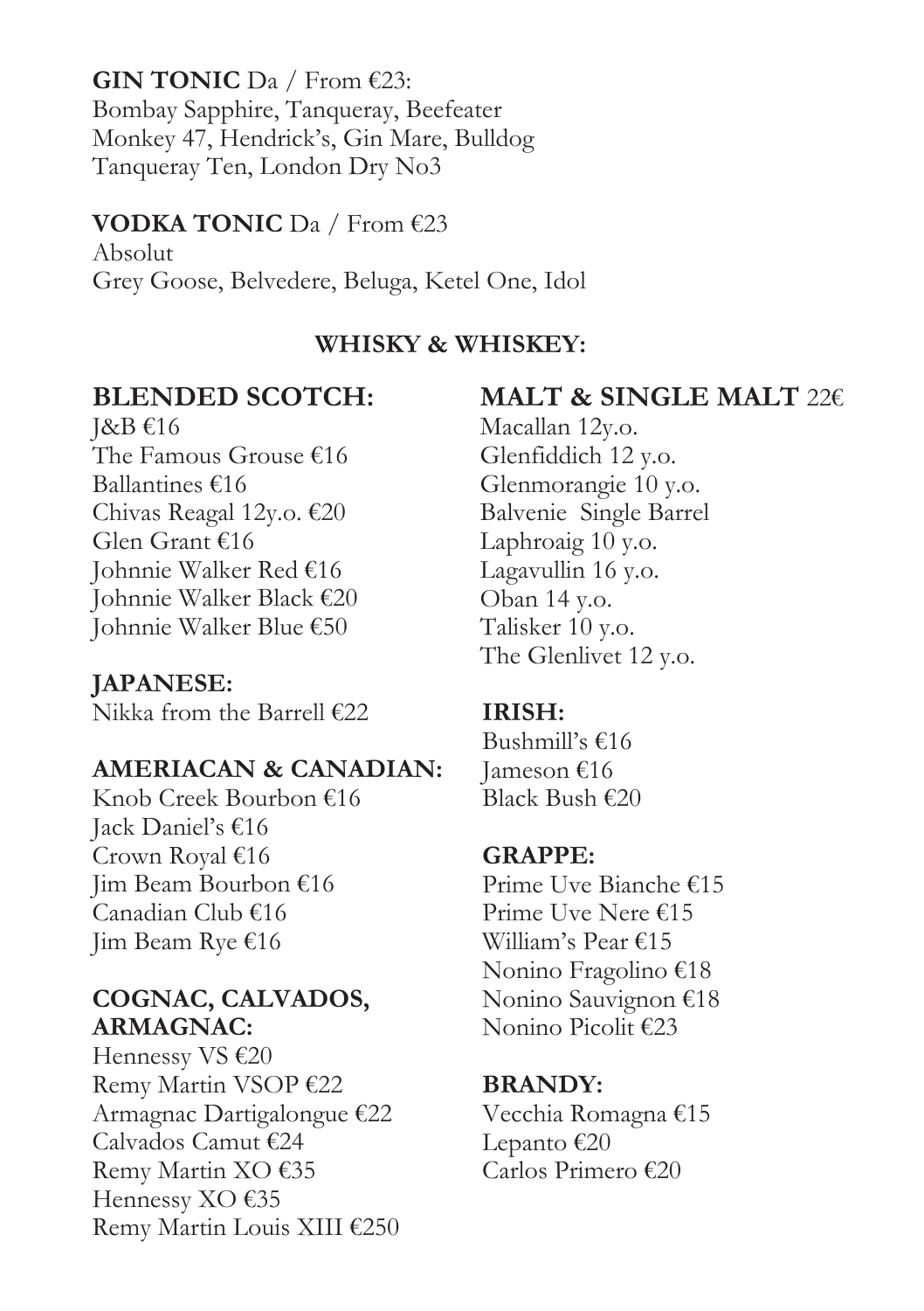**GIN TONIC** Da / From €23:
Bombay Sapphire, Tanqueray, Beefeater
Monkey 47, Hendrick's, Gin Mare, Bulldog
Tanqueray Ten, London Dry No3

**VODKA TONIC** Da / From €23
Absolut
Grey Goose, Belvedere, Beluga, Ketel One, Idol

## WHISKY & WHISKEY:

### BLENDED SCOTCH:
J&B €16
The Famous Grouse €16
Ballantines €16
Chivas Reagal 12y.o. €20
Glen Grant €16
Johnnie Walker Red €16
Johnnie Walker Black €20
Johnnie Walker Blue €50

### JAPANESE:
Nikka from the Barrell €22

### AMERIACAN & CANADIAN:
Knob Creek Bourbon €16
Jack Daniel's €16
Crown Royal €16
Jim Beam Bourbon €16
Canadian Club €16
Jim Beam Rye €16

### COGNAC, CALVADOS, ARMAGNAC:
Hennessy VS €20
Remy Martin VSOP €22
Armagnac Dartigalongue €22
Calvados Camut €24
Remy Martin XO €35
Hennessy XO €35
Remy Martin Louis XIII €250

### MALT & SINGLE MALT 22€
Macallan 12y.o.
Glenfiddich 12 y.o.
Glenmorangie 10 y.o.
Balvenie Single Barrel
Laphroaig 10 y.o.
Lagavullin 16 y.o.
Oban 14 y.o.
Talisker 10 y.o.
The Glenlivet 12 y.o.

### IRISH:
Bushmill's €16
Jameson €16
Black Bush €20

### GRAPPE:
Prime Uve Bianche €15
Prime Uve Nere €15
William's Pear €15
Nonino Fragolino €18
Nonino Sauvignon €18
Nonino Picolit €23

### BRANDY:
Vecchia Romagna €15
Lepanto €20
Carlos Primero €20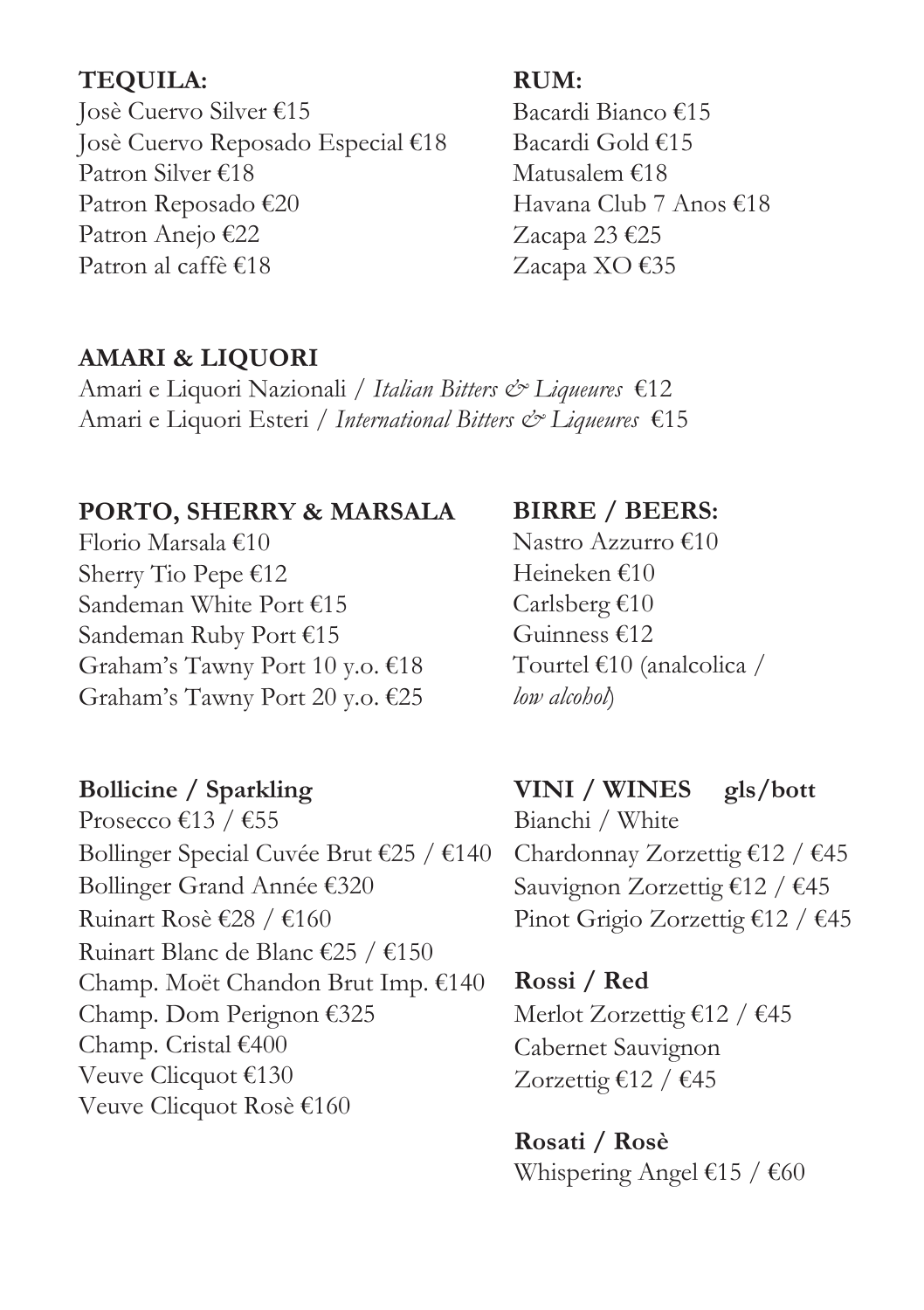## TEQUILA:

Josè Cuervo Silver €15
Josè Cuervo Reposado Especial €18
Patron Silver €18
Patron Reposado €20
Patron Anejo €22
Patron al caffè €18

## RUM:

Bacardi Bianco €15
Bacardi Gold €15
Matusalem €18
Havana Club 7 Anos €18
Zacapa 23 €25
Zacapa XO €35

## AMARI & LIQUORI

Amari e Liquori Nazionali / *Italian Bitters & Liqueures* €12
Amari e Liquori Esteri / *International Bitters & Liqueures* €15

## PORTO, SHERRY & MARSALA

Florio Marsala €10
Sherry Tio Pepe €12
Sandeman White Port €15
Sandeman Ruby Port €15
Graham's Tawny Port 10 y.o. €18
Graham's Tawny Port 20 y.o. €25

## BIRRE / BEERS:

Nastro Azzurro €10
Heineken €10
Carlsberg €10
Guinness €12
Tourtel €10 (analcolica / *low alcohol*)

## Bollicine / Sparkling

Prosecco €13 / €55
Bollinger Special Cuvée Brut €25 / €140
Bollinger Grand Année €320
Ruinart Rosè €28 / €160
Ruinart Blanc de Blanc €25 / €150
Champ. Moët Chandon Brut Imp. €140
Champ. Dom Perignon €325
Champ. Cristal €400
Veuve Clicquot €130
Veuve Clicquot Rosè €160

## VINI / WINES gls/bott

Bianchi / White
Chardonnay Zorzettig €12 / €45
Sauvignon Zorzettig €12 / €45
Pinot Grigio Zorzettig €12 / €45

### Rossi / Red

Merlot Zorzettig €12 / €45
Cabernet Sauvignon Zorzettig €12 / €45

### Rosati / Rosè

Whispering Angel €15 / €60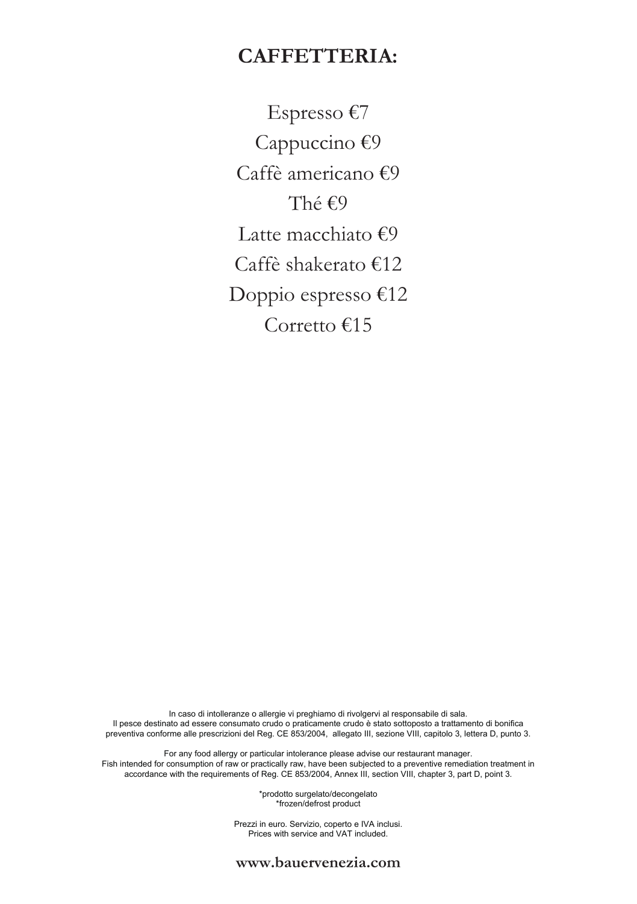## CAFFETTERIA:

Espresso €7

Cappuccino €9

Caffè americano €9

Thé €9

Latte macchiato €9

Caffè shakerato €12

Doppio espresso €12

Corretto €15

In caso di intolleranze o allergie vi preghiamo di rivolgervi al responsabile di sala.
Il pesce destinato ad essere consumato crudo o praticamente crudo è stato sottoposto a trattamento di bonifica preventiva conforme alle prescrizioni del Reg. CE 853/2004, allegato III, sezione VIII, capitolo 3, lettera D, punto 3.

For any food allergy or particular intolerance please advise our restaurant manager.
Fish intended for consumption of raw or practically raw, have been subjected to a preventive remediation treatment in accordance with the requirements of Reg. CE 853/2004, Annex III, section VIII, chapter 3, part D, point 3.

*prodotto surgelato/decongelato
*frozen/defrost product

Prezzi in euro. Servizio, coperto e IVA inclusi.
Prices with service and VAT included.

**www.bauervenezia.com**